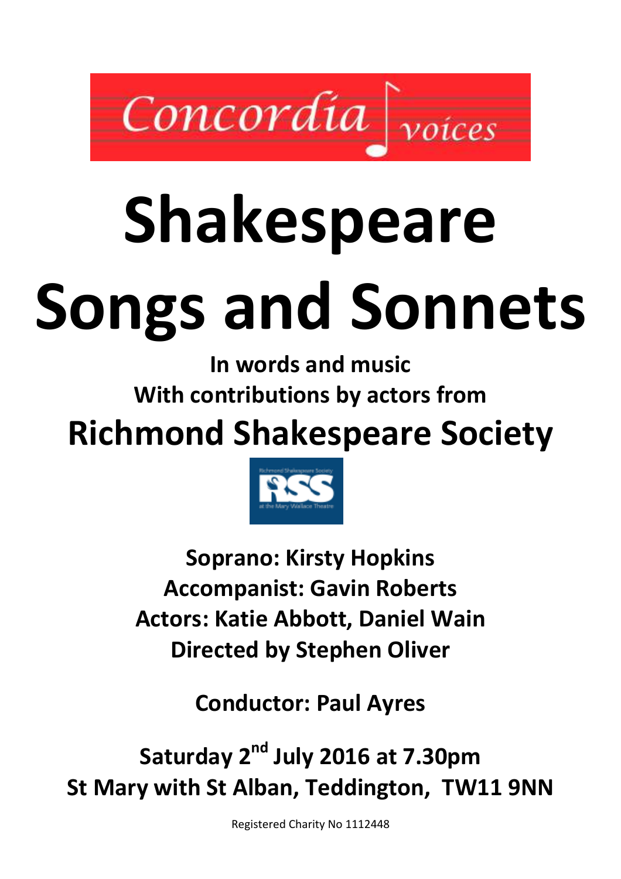Concordia voices

# Shakespeare Songs and Sonnets

**In words and music**

**With contributions by actors from**

## Richmond Shakespeare Society

**Soprano: Kirsty Hopkins**
**Accompanist: Gavin Roberts**
**Actors: Katie Abbott, Daniel Wain**
**Directed by Stephen Oliver**

**Conductor: Paul Ayres**

**Saturday 2nd July 2016 at 7.30pm**
**St Mary with St Alban, Teddington, TW11 9NN**

Registered Charity No 1112448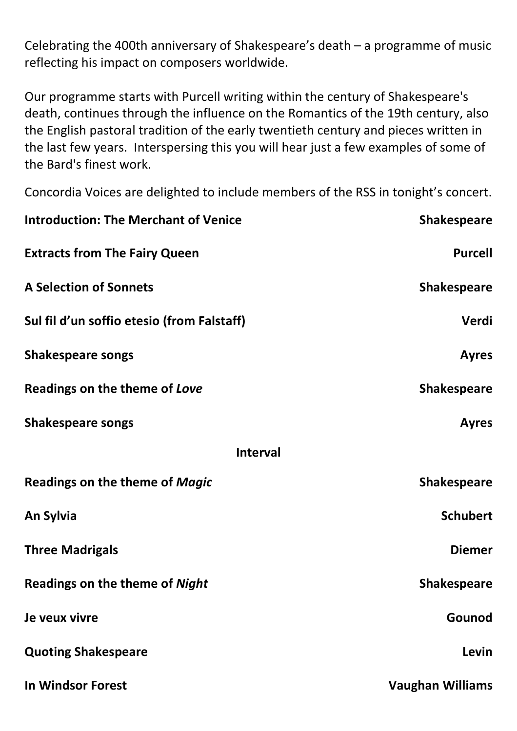Celebrating the 400th anniversary of Shakespeare's death – a programme of music reflecting his impact on composers worldwide.

Our programme starts with Purcell writing within the century of Shakespeare's death, continues through the influence on the Romantics of the 19th century, also the English pastoral tradition of the early twentieth century and pieces written in the last few years. Interspersing this you will hear just a few examples of some of the Bard's finest work.

Concordia Voices are delighted to include members of the RSS in tonight's concert.

| | |
|---|---|
| **Introduction: The Merchant of Venice** | **Shakespeare** |
| **Extracts from The Fairy Queen** | **Purcell** |
| **A Selection of Sonnets** | **Shakespeare** |
| **Sul fil d'un soffio etesio (from Falstaff)** | **Verdi** |
| **Shakespeare songs** | **Ayres** |
| **Readings on the theme of *Love*** | **Shakespeare** |
| **Shakespeare songs** | **Ayres** |

**Interval**

| | |
|---|---|
| **Readings on the theme of *Magic*** | **Shakespeare** |
| **An Sylvia** | **Schubert** |
| **Three Madrigals** | **Diemer** |
| **Readings on the theme of *Night*** | **Shakespeare** |
| **Je veux vivre** | **Gounod** |
| **Quoting Shakespeare** | **Levin** |
| **In Windsor Forest** | **Vaughan Williams** |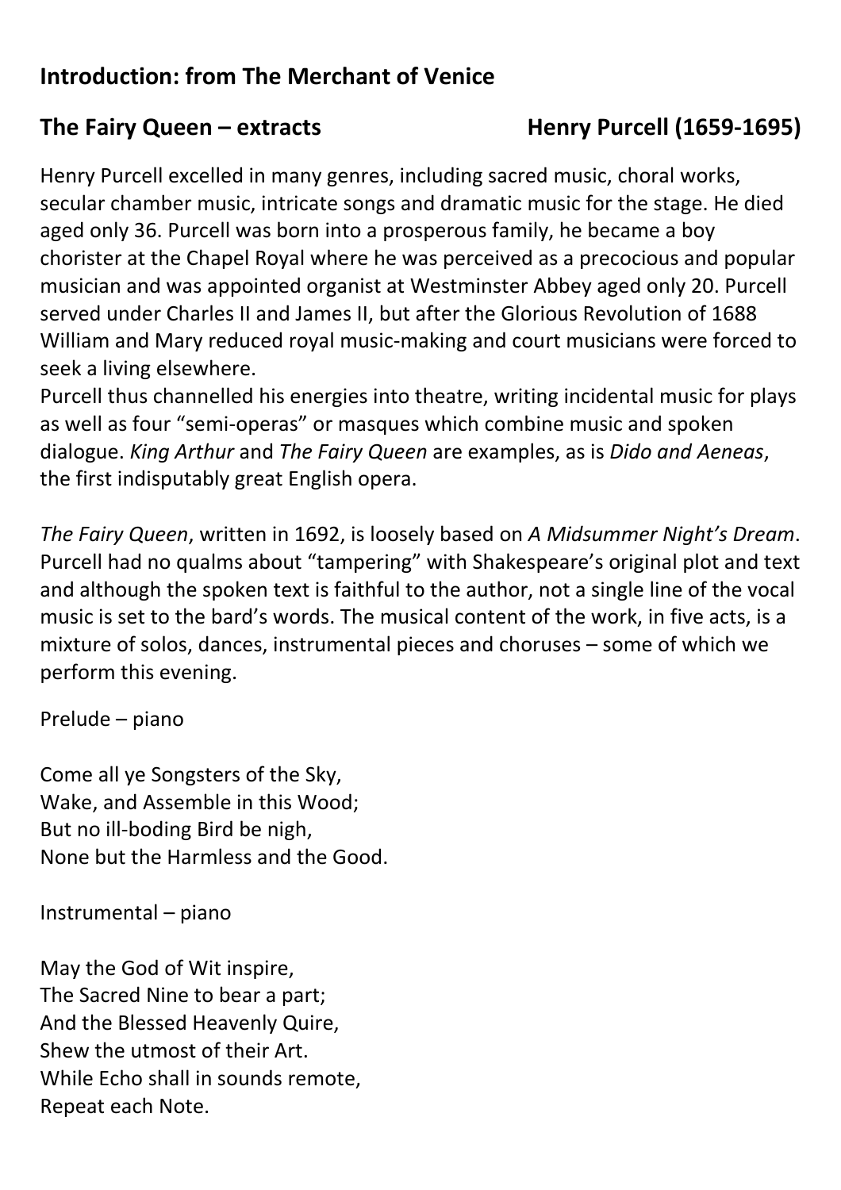## Introduction: from The Merchant of Venice

## The Fairy Queen – extracts Henry Purcell (1659-1695)

Henry Purcell excelled in many genres, including sacred music, choral works, secular chamber music, intricate songs and dramatic music for the stage. He died aged only 36. Purcell was born into a prosperous family, he became a boy chorister at the Chapel Royal where he was perceived as a precocious and popular musician and was appointed organist at Westminster Abbey aged only 20. Purcell served under Charles II and James II, but after the Glorious Revolution of 1688 William and Mary reduced royal music-making and court musicians were forced to seek a living elsewhere.
Purcell thus channelled his energies into theatre, writing incidental music for plays as well as four "semi-operas" or masques which combine music and spoken dialogue. *King Arthur* and *The Fairy Queen* are examples, as is *Dido and Aeneas*, the first indisputably great English opera.

*The Fairy Queen*, written in 1692, is loosely based on *A Midsummer Night's Dream*. Purcell had no qualms about "tampering" with Shakespeare's original plot and text and although the spoken text is faithful to the author, not a single line of the vocal music is set to the bard's words. The musical content of the work, in five acts, is a mixture of solos, dances, instrumental pieces and choruses – some of which we perform this evening.

Prelude – piano

Come all ye Songsters of the Sky,
Wake, and Assemble in this Wood;
But no ill-boding Bird be nigh,
None but the Harmless and the Good.

Instrumental – piano

May the God of Wit inspire,
The Sacred Nine to bear a part;
And the Blessed Heavenly Quire,
Shew the utmost of their Art.
While Echo shall in sounds remote,
Repeat each Note.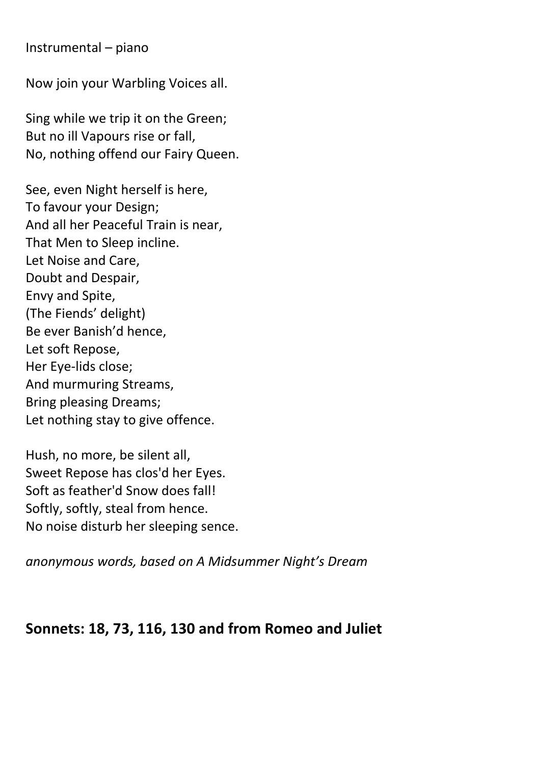Instrumental – piano

Now join your Warbling Voices all.

Sing while we trip it on the Green;  
But no ill Vapours rise or fall,  
No, nothing offend our Fairy Queen.

See, even Night herself is here,  
To favour your Design;  
And all her Peaceful Train is near,  
That Men to Sleep incline.  
Let Noise and Care,  
Doubt and Despair,  
Envy and Spite,  
(The Fiends' delight)  
Be ever Banish'd hence,  
Let soft Repose,  
Her Eye-lids close;  
And murmuring Streams,  
Bring pleasing Dreams;  
Let nothing stay to give offence.

Hush, no more, be silent all,  
Sweet Repose has clos'd her Eyes.  
Soft as feather'd Snow does fall!  
Softly, softly, steal from hence.  
No noise disturb her sleeping sence.

*anonymous words, based on A Midsummer Night's Dream*

## Sonnets: 18, 73, 116, 130 and from Romeo and Juliet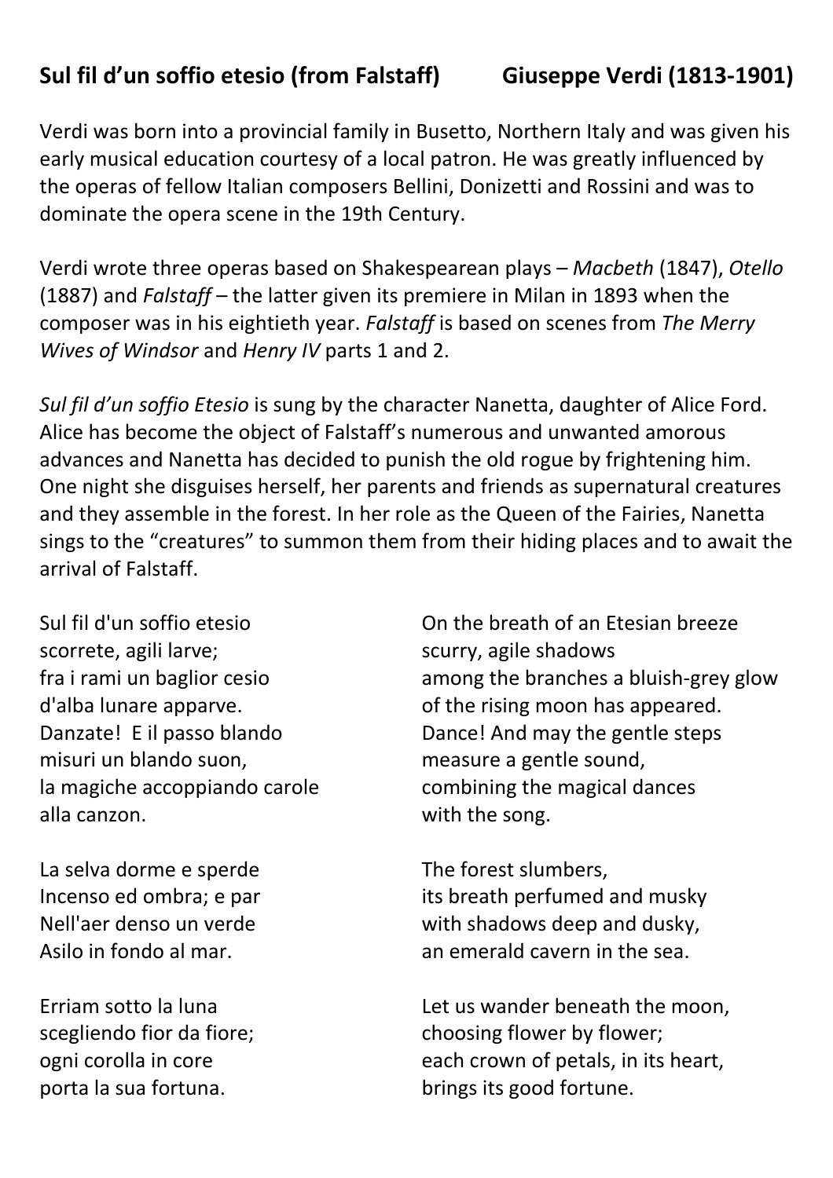## Sul fil d'un soffio etesio (from Falstaff) Giuseppe Verdi (1813-1901)

Verdi was born into a provincial family in Busetto, Northern Italy and was given his early musical education courtesy of a local patron. He was greatly influenced by the operas of fellow Italian composers Bellini, Donizetti and Rossini and was to dominate the opera scene in the 19th Century.

Verdi wrote three operas based on Shakespearean plays – *Macbeth* (1847), *Otello* (1887) and *Falstaff* – the latter given its premiere in Milan in 1893 when the composer was in his eightieth year. *Falstaff* is based on scenes from *The Merry Wives of Windsor* and *Henry IV* parts 1 and 2.

*Sul fil d'un soffio Etesio* is sung by the character Nanetta, daughter of Alice Ford. Alice has become the object of Falstaff's numerous and unwanted amorous advances and Nanetta has decided to punish the old rogue by frightening him. One night she disguises herself, her parents and friends as supernatural creatures and they assemble in the forest. In her role as the Queen of the Fairies, Nanetta sings to the "creatures" to summon them from their hiding places and to await the arrival of Falstaff.

Sul fil d'un soffio etesio
scorrete, agili larve;
fra i rami un baglior cesio
d'alba lunare apparve.
Danzate! E il passo blando
misuri un blando suon,
la magiche accoppiando carole
alla canzon.

La selva dorme e sperde
Incenso ed ombra; e par
Nell'aer denso un verde
Asilo in fondo al mar.

Erriam sotto la luna
scegliendo fior da fiore;
ogni corolla in core
porta la sua fortuna.

On the breath of an Etesian breeze
scurry, agile shadows
among the branches a bluish-grey glow
of the rising moon has appeared.
Dance! And may the gentle steps
measure a gentle sound,
combining the magical dances
with the song.

The forest slumbers,
its breath perfumed and musky
with shadows deep and dusky,
an emerald cavern in the sea.

Let us wander beneath the moon,
choosing flower by flower;
each crown of petals, in its heart,
brings its good fortune.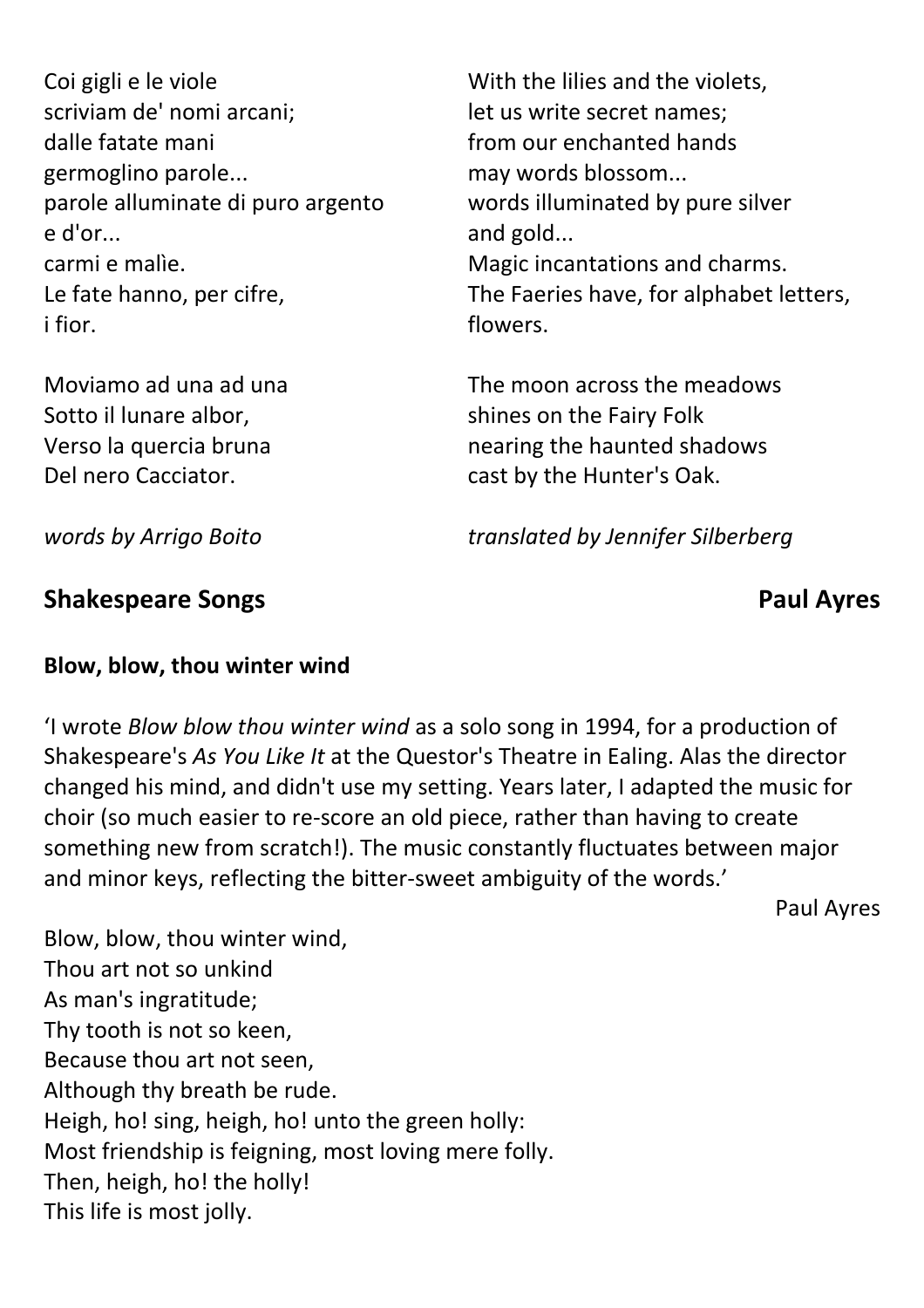Coi gigli e le viole
scriviam de' nomi arcani;
dalle fatate mani
germoglino parole...
parole alluminate di puro argento
e d'or...
carmi e malìe.
Le fate hanno, per cifre,
i fior.

Moviamo ad una ad una
Sotto il lunare albor,
Verso la quercia bruna
Del nero Cacciator.

*words by Arrigo Boito*

With the lilies and the violets,
let us write secret names;
from our enchanted hands
may words blossom...
words illuminated by pure silver
and gold...
Magic incantations and charms.
The Faeries have, for alphabet letters,
flowers.

The moon across the meadows
shines on the Fairy Folk
nearing the haunted shadows
cast by the Hunter's Oak.

*translated by Jennifer Silberberg*

## Shakespeare Songs — Paul Ayres

### Blow, blow, thou winter wind

'I wrote *Blow blow thou winter wind* as a solo song in 1994, for a production of Shakespeare's *As You Like It* at the Questor's Theatre in Ealing. Alas the director changed his mind, and didn't use my setting. Years later, I adapted the music for choir (so much easier to re-score an old piece, rather than having to create something new from scratch!). The music constantly fluctuates between major and minor keys, reflecting the bitter-sweet ambiguity of the words.'

Paul Ayres

Blow, blow, thou winter wind,
Thou art not so unkind
As man's ingratitude;
Thy tooth is not so keen,
Because thou art not seen,
Although thy breath be rude.
Heigh, ho! sing, heigh, ho! unto the green holly:
Most friendship is feigning, most loving mere folly.
Then, heigh, ho! the holly!
This life is most jolly.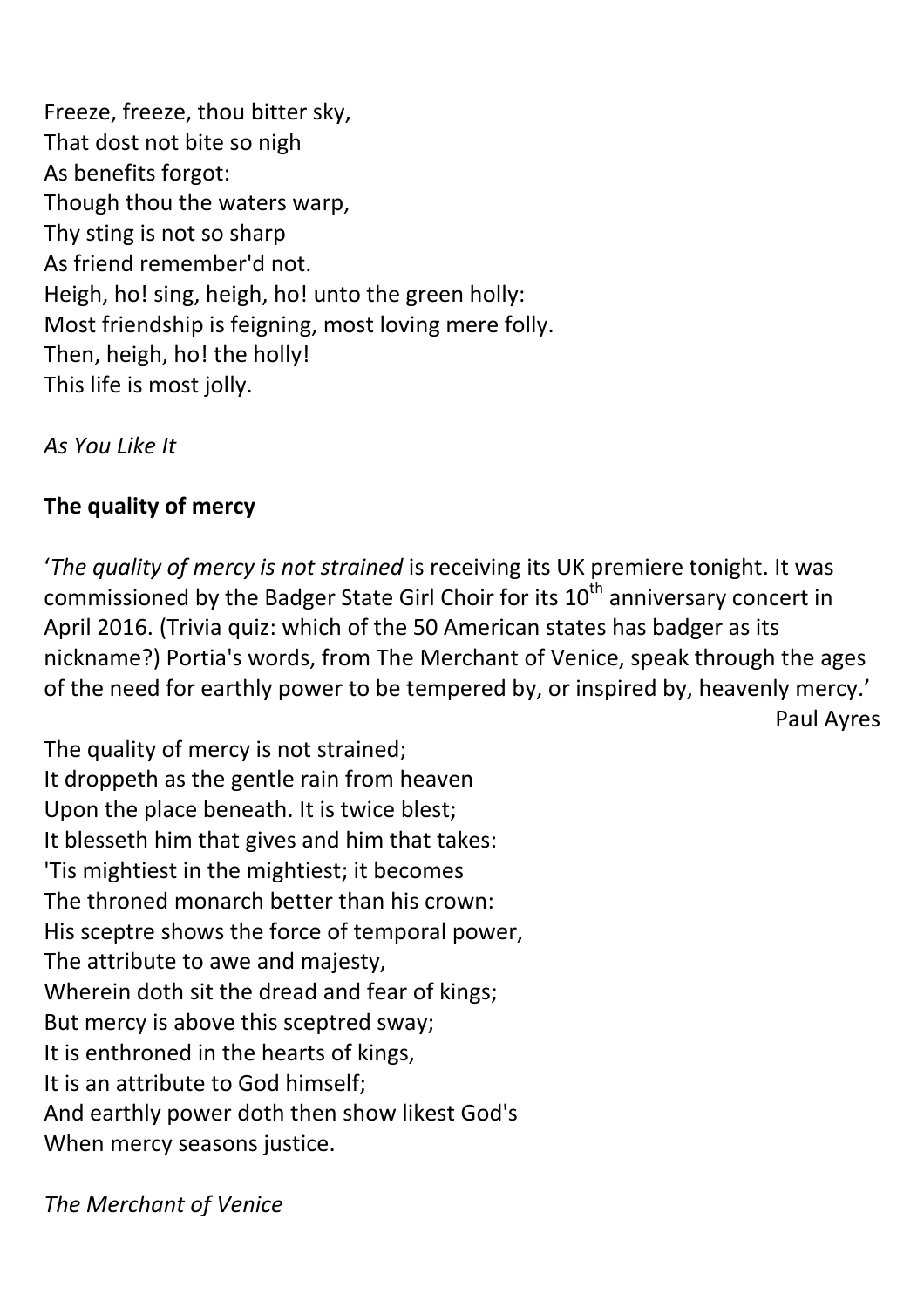Freeze, freeze, thou bitter sky,  
That dost not bite so nigh  
As benefits forgot:  
Though thou the waters warp,  
Thy sting is not so sharp  
As friend remember'd not.  
Heigh, ho! sing, heigh, ho! unto the green holly:  
Most friendship is feigning, most loving mere folly.  
Then, heigh, ho! the holly!  
This life is most jolly.

*As You Like It*

**The quality of mercy**

'*The quality of mercy is not strained* is receiving its UK premiere tonight. It was commissioned by the Badger State Girl Choir for its 10th anniversary concert in April 2016. (Trivia quiz: which of the 50 American states has badger as its nickname?) Portia's words, from The Merchant of Venice, speak through the ages of the need for earthly power to be tempered by, or inspired by, heavenly mercy.'

Paul Ayres

The quality of mercy is not strained;  
It droppeth as the gentle rain from heaven  
Upon the place beneath. It is twice blest;  
It blesseth him that gives and him that takes:  
'Tis mightiest in the mightiest; it becomes  
The throned monarch better than his crown:  
His sceptre shows the force of temporal power,  
The attribute to awe and majesty,  
Wherein doth sit the dread and fear of kings;  
But mercy is above this sceptred sway;  
It is enthroned in the hearts of kings,  
It is an attribute to God himself;  
And earthly power doth then show likest God's  
When mercy seasons justice.

*The Merchant of Venice*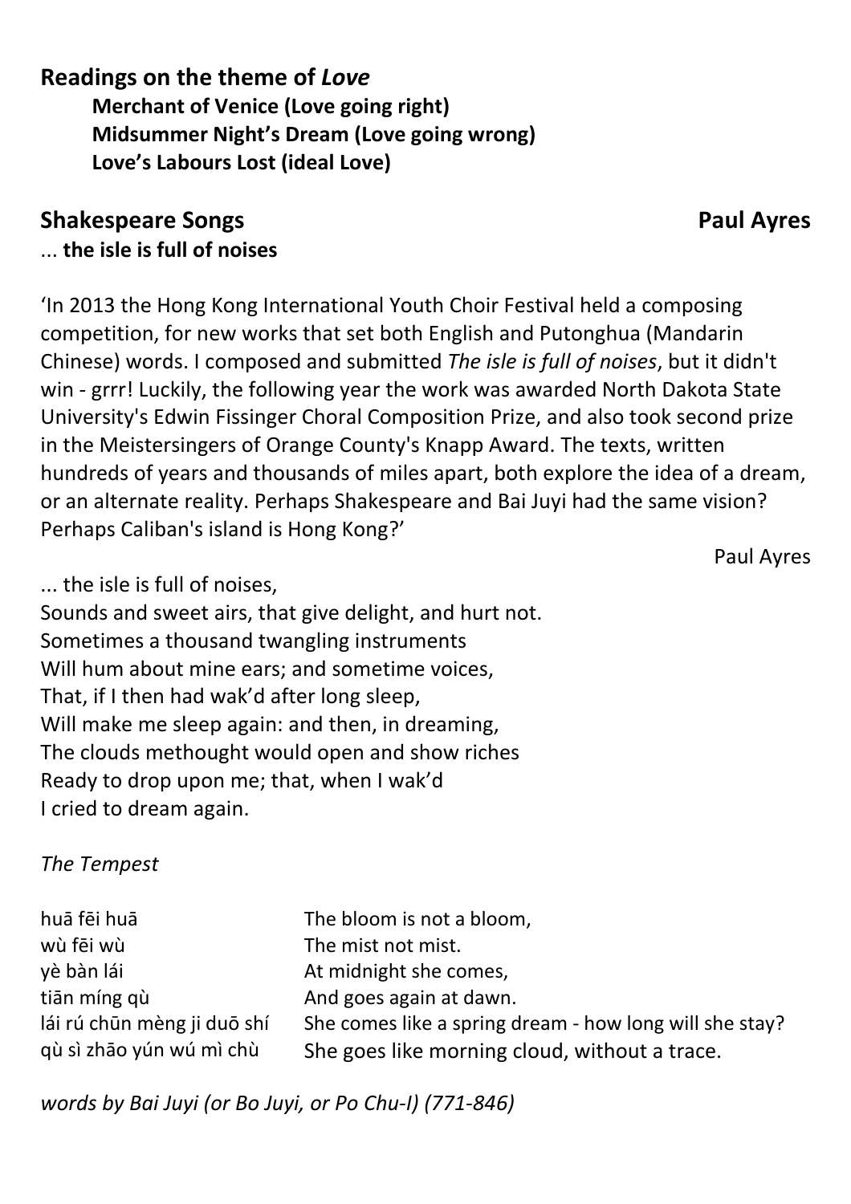## Readings on the theme of *Love*

**Merchant of Venice (Love going right)**
**Midsummer Night's Dream (Love going wrong)**
**Love's Labours Lost (ideal Love)**

## Shakespeare Songs — Paul Ayres

... **the isle is full of noises**

'In 2013 the Hong Kong International Youth Choir Festival held a composing competition, for new works that set both English and Putonghua (Mandarin Chinese) words. I composed and submitted *The isle is full of noises*, but it didn't win - grrr! Luckily, the following year the work was awarded North Dakota State University's Edwin Fissinger Choral Composition Prize, and also took second prize in the Meistersingers of Orange County's Knapp Award. The texts, written hundreds of years and thousands of miles apart, both explore the idea of a dream, or an alternate reality. Perhaps Shakespeare and Bai Juyi had the same vision? Perhaps Caliban's island is Hong Kong?'

Paul Ayres

... the isle is full of noises,
Sounds and sweet airs, that give delight, and hurt not.
Sometimes a thousand twangling instruments
Will hum about mine ears; and sometime voices,
That, if I then had wak'd after long sleep,
Will make me sleep again: and then, in dreaming,
The clouds methought would open and show riches
Ready to drop upon me; that, when I wak'd
I cried to dream again.

*The Tempest*

| | |
|---|---|
| huā fēi huā | The bloom is not a bloom, |
| wù fēi wù | The mist not mist. |
| yè bàn lái | At midnight she comes, |
| tiān míng qù | And goes again at dawn. |
| lái rú chūn mèng ji duō shí | She comes like a spring dream - how long will she stay? |
| qù sì zhāo yún wú mì chù | She goes like morning cloud, without a trace. |

*words by Bai Juyi (or Bo Juyi, or Po Chu-I) (771-846)*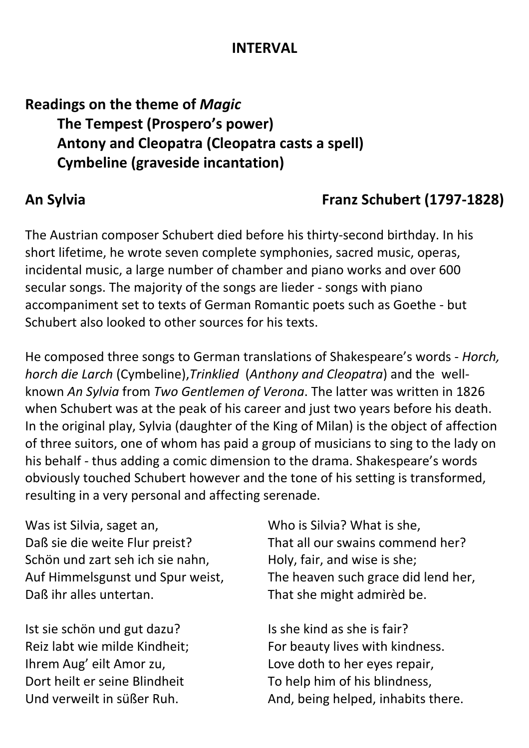**INTERVAL**

**Readings on the theme of *Magic***

**The Tempest (Prospero's power)**
**Antony and Cleopatra (Cleopatra casts a spell)**
**Cymbeline (graveside incantation)**

**An Sylvia** **Franz Schubert (1797-1828)**

The Austrian composer Schubert died before his thirty-second birthday. In his short lifetime, he wrote seven complete symphonies, sacred music, operas, incidental music, a large number of chamber and piano works and over 600 secular songs. The majority of the songs are lieder - songs with piano accompaniment set to texts of German Romantic poets such as Goethe - but Schubert also looked to other sources for his texts.

He composed three songs to German translations of Shakespeare's words - *Horch, horch die Larch* (Cymbeline),*Trinklied* (*Anthony and Cleopatra*) and the well-known *An Sylvia* from *Two Gentlemen of Verona*. The latter was written in 1826 when Schubert was at the peak of his career and just two years before his death. In the original play, Sylvia (daughter of the King of Milan) is the object of affection of three suitors, one of whom has paid a group of musicians to sing to the lady on his behalf - thus adding a comic dimension to the drama. Shakespeare's words obviously touched Schubert however and the tone of his setting is transformed, resulting in a very personal and affecting serenade.

Was ist Silvia, saget an,
Daß sie die weite Flur preist?
Schön und zart seh ich sie nahn,
Auf Himmelsgunst und Spur weist,
Daß ihr alles untertan.

Ist sie schön und gut dazu?
Reiz labt wie milde Kindheit;
Ihrem Aug' eilt Amor zu,
Dort heilt er seine Blindheit
Und verweilt in süßer Ruh.

Who is Silvia? What is she,
That all our swains commend her?
Holy, fair, and wise is she;
The heaven such grace did lend her,
That she might admirèd be.

Is she kind as she is fair?
For beauty lives with kindness.
Love doth to her eyes repair,
To help him of his blindness,
And, being helped, inhabits there.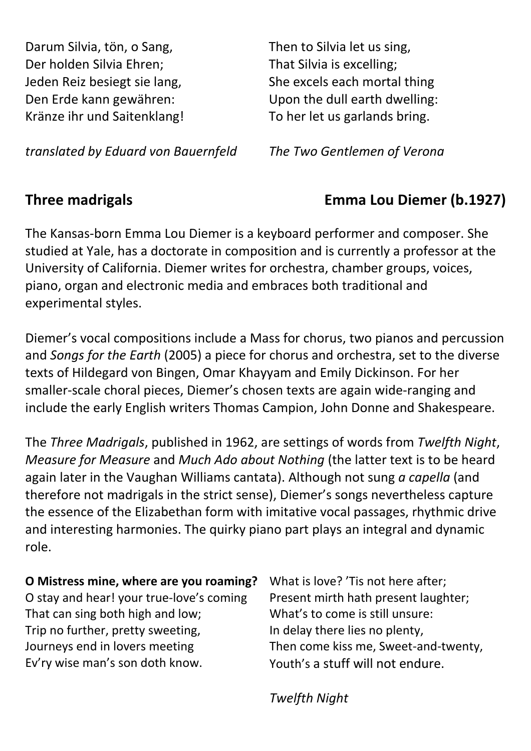Darum Silvia, tön, o Sang,
Der holden Silvia Ehren;
Jeden Reiz besiegt sie lang,
Den Erde kann gewähren:
Kränze ihr und Saitenklang!

*translated by Eduard von Bauernfeld*

Then to Silvia let us sing,
That Silvia is excelling;
She excels each mortal thing
Upon the dull earth dwelling:
To her let us garlands bring.

*The Two Gentlemen of Verona*

## Three madrigals — Emma Lou Diemer (b.1927)

The Kansas-born Emma Lou Diemer is a keyboard performer and composer. She studied at Yale, has a doctorate in composition and is currently a professor at the University of California. Diemer writes for orchestra, chamber groups, voices, piano, organ and electronic media and embraces both traditional and experimental styles.

Diemer's vocal compositions include a Mass for chorus, two pianos and percussion and *Songs for the Earth* (2005) a piece for chorus and orchestra, set to the diverse texts of Hildegard von Bingen, Omar Khayyam and Emily Dickinson. For her smaller-scale choral pieces, Diemer's chosen texts are again wide-ranging and include the early English writers Thomas Campion, John Donne and Shakespeare.

The *Three Madrigals*, published in 1962, are settings of words from *Twelfth Night*, *Measure for Measure* and *Much Ado about Nothing* (the latter text is to be heard again later in the Vaughan Williams cantata). Although not sung *a capella* (and therefore not madrigals in the strict sense), Diemer's songs nevertheless capture the essence of the Elizabethan form with imitative vocal passages, rhythmic drive and interesting harmonies. The quirky piano part plays an integral and dynamic role.

**O Mistress mine, where are you roaming?**
O stay and hear! your true-love's coming
That can sing both high and low;
Trip no further, pretty sweeting,
Journeys end in lovers meeting
Ev'ry wise man's son doth know.

What is love? 'Tis not here after;
Present mirth hath present laughter;
What's to come is still unsure:
In delay there lies no plenty,
Then come kiss me, Sweet-and-twenty,
Youth's a stuff will not endure.

*Twelfth Night*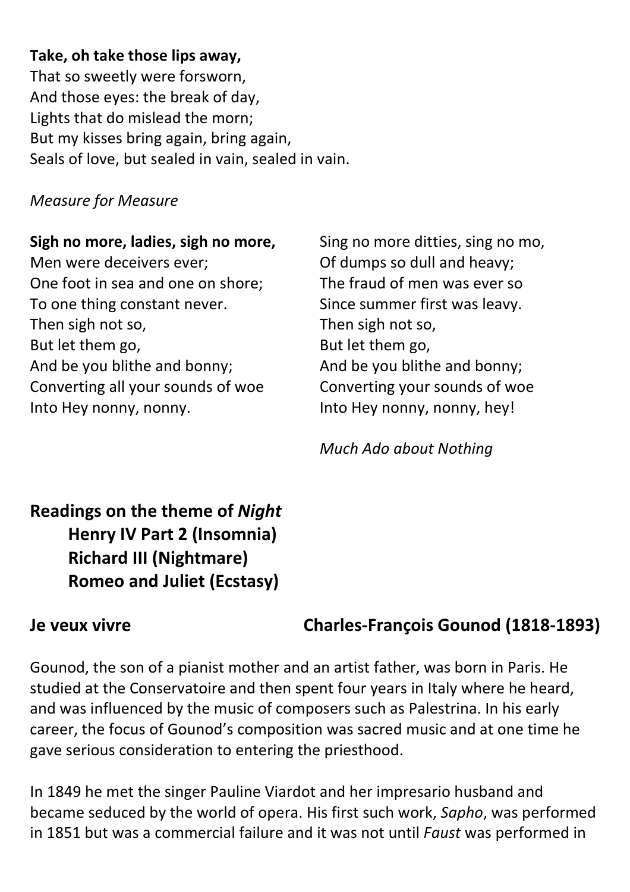**Take, oh take those lips away,**
That so sweetly were forsworn,
And those eyes: the break of day,
Lights that do mislead the morn;
But my kisses bring again, bring again,
Seals of love, but sealed in vain, sealed in vain.

*Measure for Measure*

**Sigh no more, ladies, sigh no more,**
Men were deceivers ever;
One foot in sea and one on shore;
To one thing constant never.
Then sigh not so,
But let them go,
And be you blithe and bonny;
Converting all your sounds of woe
Into Hey nonny, nonny.

Sing no more ditties, sing no mo,
Of dumps so dull and heavy;
The fraud of men was ever so
Since summer first was leavy.
Then sigh not so,
But let them go,
And be you blithe and bonny;
Converting your sounds of woe
Into Hey nonny, nonny, hey!

*Much Ado about Nothing*

## Readings on the theme of *Night*

**Henry IV Part 2 (Insomnia)**
**Richard III (Nightmare)**
**Romeo and Juliet (Ecstasy)**

## Je veux vivre — Charles-François Gounod (1818-1893)

Gounod, the son of a pianist mother and an artist father, was born in Paris. He studied at the Conservatoire and then spent four years in Italy where he heard, and was influenced by the music of composers such as Palestrina. In his early career, the focus of Gounod's composition was sacred music and at one time he gave serious consideration to entering the priesthood.

In 1849 he met the singer Pauline Viardot and her impresario husband and became seduced by the world of opera. His first such work, *Sapho*, was performed in 1851 but was a commercial failure and it was not until *Faust* was performed in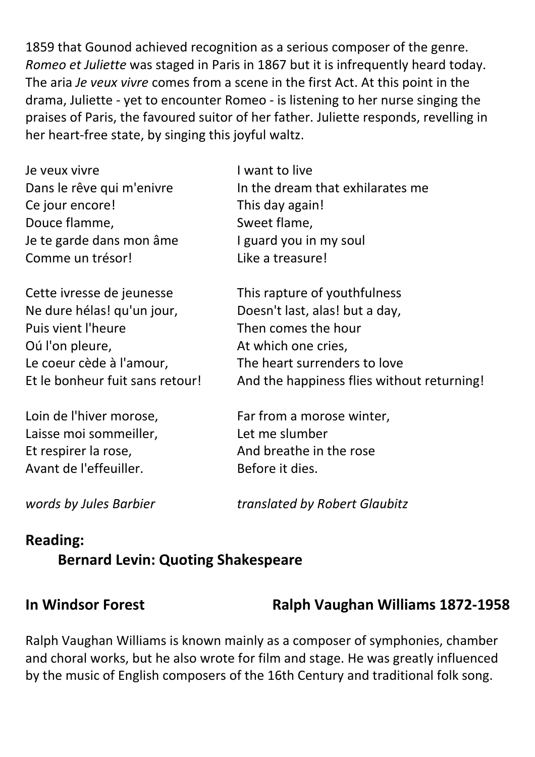1859 that Gounod achieved recognition as a serious composer of the genre. *Romeo et Juliette* was staged in Paris in 1867 but it is infrequently heard today. The aria *Je veux vivre* comes from a scene in the first Act. At this point in the drama, Juliette - yet to encounter Romeo - is listening to her nurse singing the praises of Paris, the favoured suitor of her father. Juliette responds, revelling in her heart-free state, by singing this joyful waltz.

| | |
|---|---|
| Je veux vivre | I want to live |
| Dans le rêve qui m'enivre | In the dream that exhilarates me |
| Ce jour encore! | This day again! |
| Douce flamme, | Sweet flame, |
| Je te garde dans mon âme | I guard you in my soul |
| Comme un trésor! | Like a treasure! |
| | |
| Cette ivresse de jeunesse | This rapture of youthfulness |
| Ne dure hélas! qu'un jour, | Doesn't last, alas! but a day, |
| Puis vient l'heure | Then comes the hour |
| Oú l'on pleure, | At which one cries, |
| Le coeur cède à l'amour, | The heart surrenders to love |
| Et le bonheur fuit sans retour! | And the happiness flies without returning! |
| | |
| Loin de l'hiver morose, | Far from a morose winter, |
| Laisse moi sommeiller, | Let me slumber |
| Et respirer la rose, | And breathe in the rose |
| Avant de l'effeuiller. | Before it dies. |
| | |
| *words by Jules Barbier* | *translated by Robert Glaubitz* |

## Reading:

### Bernard Levin: Quoting Shakespeare

## In Windsor Forest — Ralph Vaughan Williams 1872-1958

Ralph Vaughan Williams is known mainly as a composer of symphonies, chamber and choral works, but he also wrote for film and stage. He was greatly influenced by the music of English composers of the 16th Century and traditional folk song.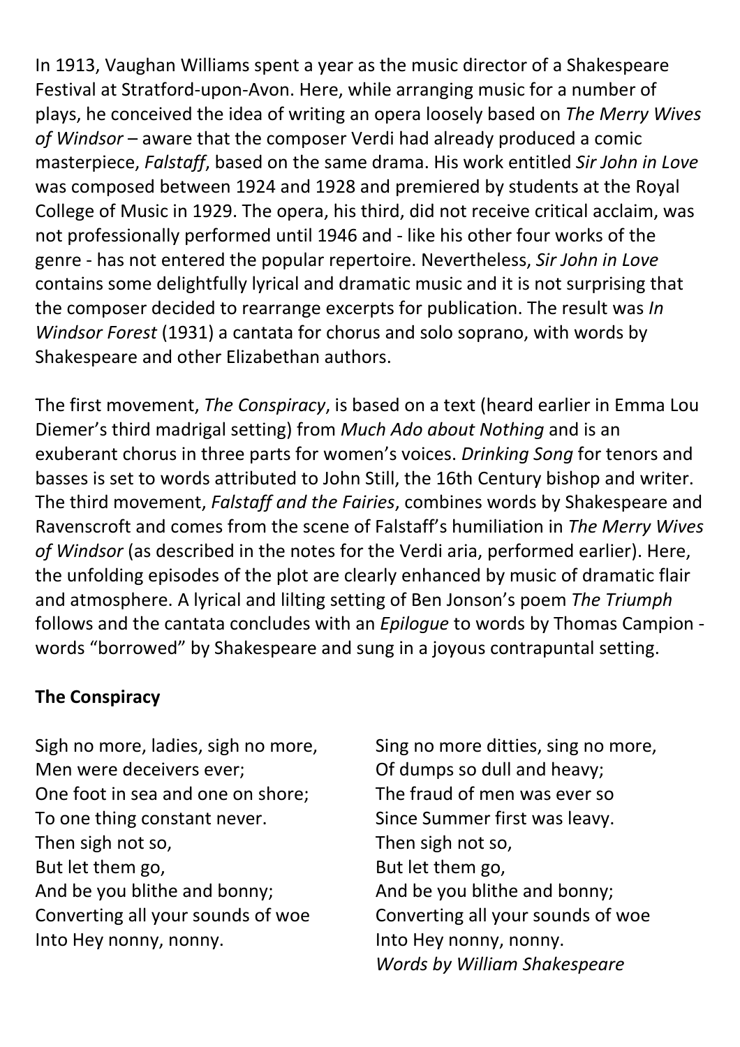In 1913, Vaughan Williams spent a year as the music director of a Shakespeare Festival at Stratford-upon-Avon. Here, while arranging music for a number of plays, he conceived the idea of writing an opera loosely based on *The Merry Wives of Windsor* – aware that the composer Verdi had already produced a comic masterpiece, *Falstaff*, based on the same drama. His work entitled *Sir John in Love* was composed between 1924 and 1928 and premiered by students at the Royal College of Music in 1929. The opera, his third, did not receive critical acclaim, was not professionally performed until 1946 and - like his other four works of the genre - has not entered the popular repertoire. Nevertheless, *Sir John in Love* contains some delightfully lyrical and dramatic music and it is not surprising that the composer decided to rearrange excerpts for publication. The result was *In Windsor Forest* (1931) a cantata for chorus and solo soprano, with words by Shakespeare and other Elizabethan authors.

The first movement, *The Conspiracy*, is based on a text (heard earlier in Emma Lou Diemer's third madrigal setting) from *Much Ado about Nothing* and is an exuberant chorus in three parts for women's voices. *Drinking Song* for tenors and basses is set to words attributed to John Still, the 16th Century bishop and writer. The third movement, *Falstaff and the Fairies*, combines words by Shakespeare and Ravenscroft and comes from the scene of Falstaff's humiliation in *The Merry Wives of Windsor* (as described in the notes for the Verdi aria, performed earlier). Here, the unfolding episodes of the plot are clearly enhanced by music of dramatic flair and atmosphere. A lyrical and lilting setting of Ben Jonson's poem *The Triumph* follows and the cantata concludes with an *Epilogue* to words by Thomas Campion - words "borrowed" by Shakespeare and sung in a joyous contrapuntal setting.

**The Conspiracy**

Sigh no more, ladies, sigh no more,
Men were deceivers ever;
One foot in sea and one on shore;
To one thing constant never.
Then sigh not so,
But let them go,
And be you blithe and bonny;
Converting all your sounds of woe
Into Hey nonny, nonny.

Sing no more ditties, sing no more,
Of dumps so dull and heavy;
The fraud of men was ever so
Since Summer first was leavy.
Then sigh not so,
But let them go,
And be you blithe and bonny;
Converting all your sounds of woe
Into Hey nonny, nonny.
*Words by William Shakespeare*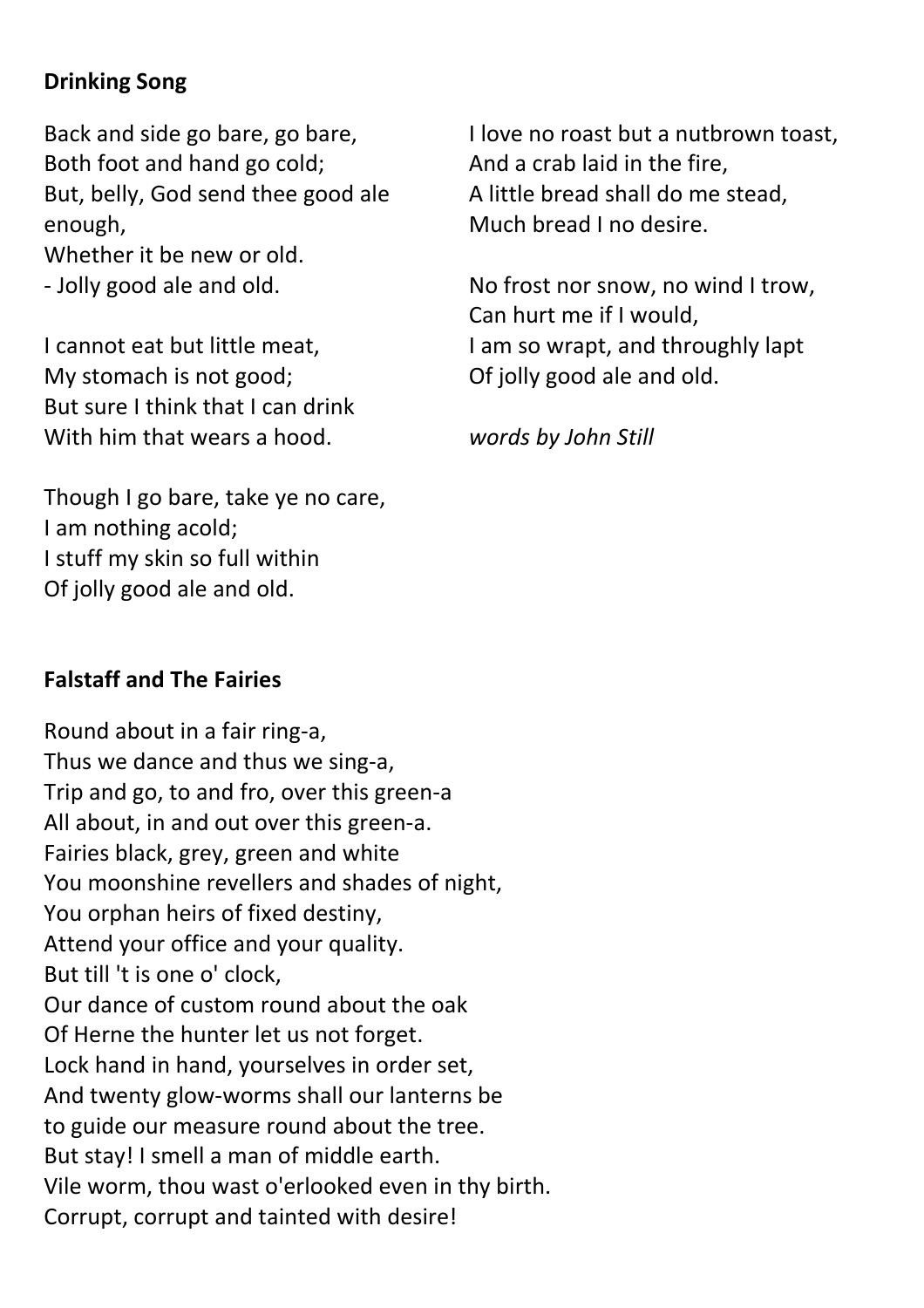**Drinking Song**

Back and side go bare, go bare,  
Both foot and hand go cold;  
But, belly, God send thee good ale enough,  
Whether it be new or old.  
- Jolly good ale and old.

I cannot eat but little meat,  
My stomach is not good;  
But sure I think that I can drink  
With him that wears a hood.

Though I go bare, take ye no care,  
I am nothing acold;  
I stuff my skin so full within  
Of jolly good ale and old.

I love no roast but a nutbrown toast,  
And a crab laid in the fire,  
A little bread shall do me stead,  
Much bread I no desire.

No frost nor snow, no wind I trow,  
Can hurt me if I would,  
I am so wrapt, and throughly lapt  
Of jolly good ale and old.

*words by John Still*

**Falstaff and The Fairies**

Round about in a fair ring-a,  
Thus we dance and thus we sing-a,  
Trip and go, to and fro, over this green-a  
All about, in and out over this green-a.  
Fairies black, grey, green and white  
You moonshine revellers and shades of night,  
You orphan heirs of fixed destiny,  
Attend your office and your quality.  
But till 't is one o' clock,  
Our dance of custom round about the oak  
Of Herne the hunter let us not forget.  
Lock hand in hand, yourselves in order set,  
And twenty glow-worms shall our lanterns be  
to guide our measure round about the tree.  
But stay! I smell a man of middle earth.  
Vile worm, thou wast o'erlooked even in thy birth.  
Corrupt, corrupt and tainted with desire!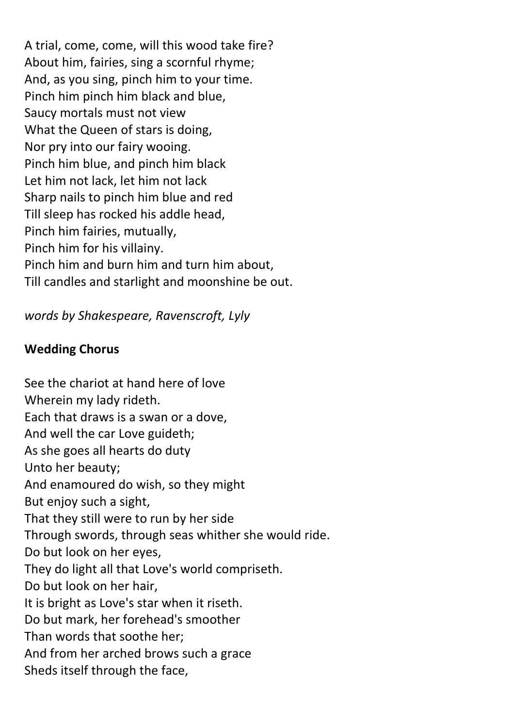A trial, come, come, will this wood take fire?
About him, fairies, sing a scornful rhyme;
And, as you sing, pinch him to your time.
Pinch him pinch him black and blue,
Saucy mortals must not view
What the Queen of stars is doing,
Nor pry into our fairy wooing.
Pinch him blue, and pinch him black
Let him not lack, let him not lack
Sharp nails to pinch him blue and red
Till sleep has rocked his addle head,
Pinch him fairies, mutually,
Pinch him for his villainy.
Pinch him and burn him and turn him about,
Till candles and starlight and moonshine be out.

*words by Shakespeare, Ravenscroft, Lyly*

**Wedding Chorus**

See the chariot at hand here of love
Wherein my lady rideth.
Each that draws is a swan or a dove,
And well the car Love guideth;
As she goes all hearts do duty
Unto her beauty;
And enamoured do wish, so they might
But enjoy such a sight,
That they still were to run by her side
Through swords, through seas whither she would ride.
Do but look on her eyes,
They do light all that Love's world compriseth.
Do but look on her hair,
It is bright as Love's star when it riseth.
Do but mark, her forehead's smoother
Than words that soothe her;
And from her arched brows such a grace
Sheds itself through the face,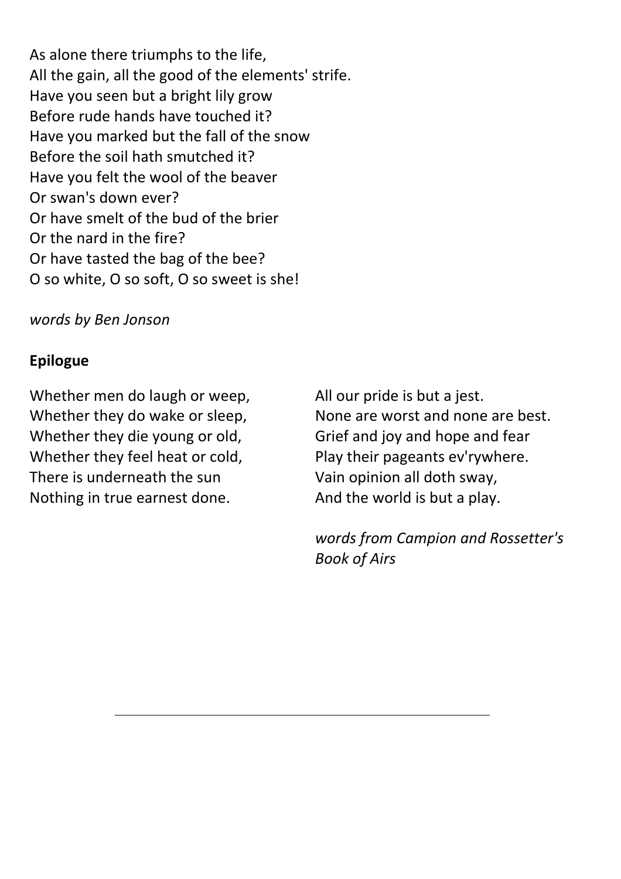As alone there triumphs to the life,
All the gain, all the good of the elements' strife.
Have you seen but a bright lily grow
Before rude hands have touched it?
Have you marked but the fall of the snow
Before the soil hath smutched it?
Have you felt the wool of the beaver
Or swan's down ever?
Or have smelt of the bud of the brier
Or the nard in the fire?
Or have tasted the bag of the bee?
O so white, O so soft, O so sweet is she!

*words by Ben Jonson*

**Epilogue**

Whether men do laugh or weep,
Whether they do wake or sleep,
Whether they die young or old,
Whether they feel heat or cold,
There is underneath the sun
Nothing in true earnest done.

All our pride is but a jest.
None are worst and none are best.
Grief and joy and hope and fear
Play their pageants ev'rywhere.
Vain opinion all doth sway,
And the world is but a play.

*words from Campion and Rossetter's Book of Airs*

---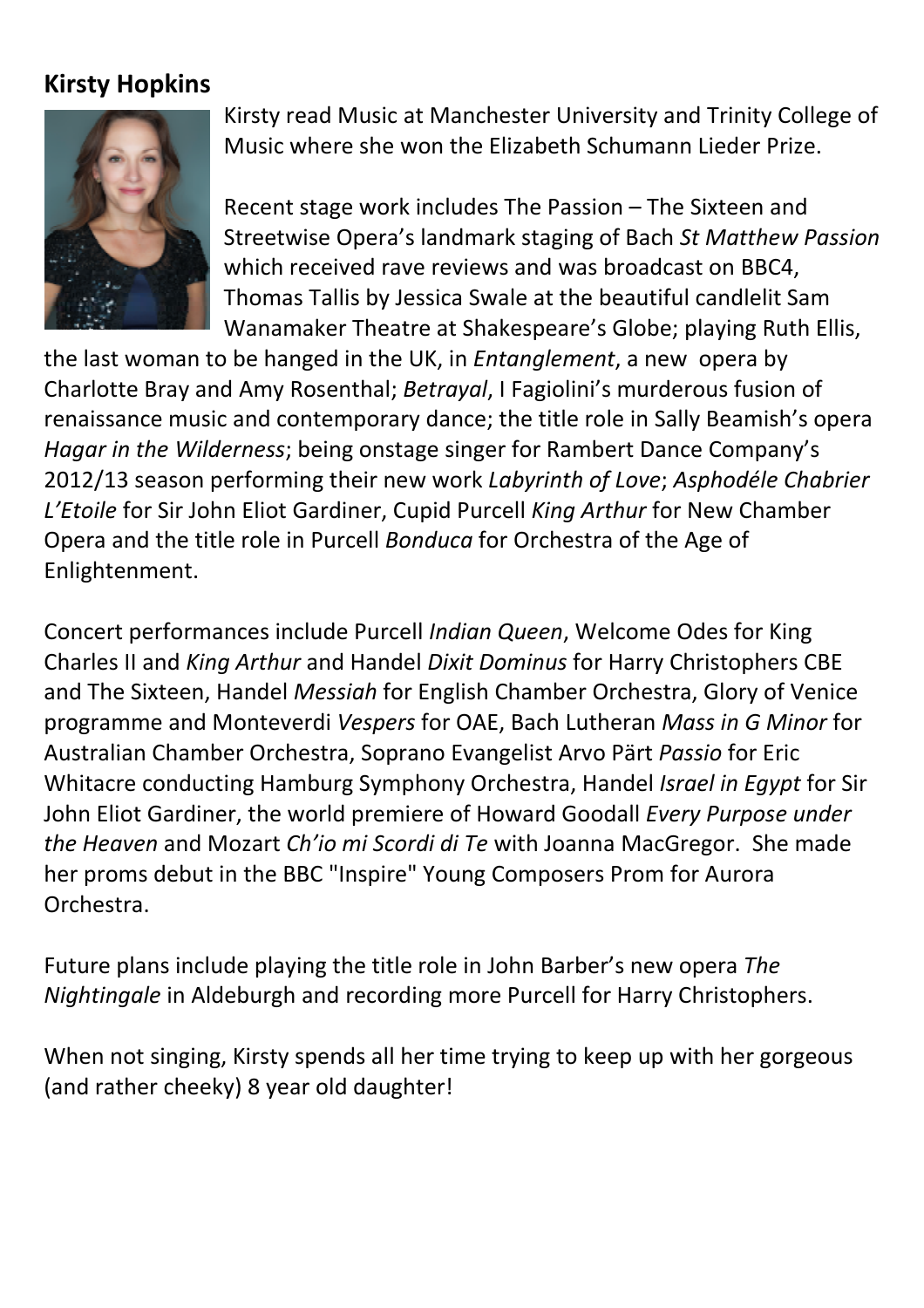## Kirsty Hopkins

Kirsty read Music at Manchester University and Trinity College of Music where she won the Elizabeth Schumann Lieder Prize.

Recent stage work includes The Passion – The Sixteen and Streetwise Opera's landmark staging of Bach *St Matthew Passion* which received rave reviews and was broadcast on BBC4, Thomas Tallis by Jessica Swale at the beautiful candlelit Sam Wanamaker Theatre at Shakespeare's Globe; playing Ruth Ellis, the last woman to be hanged in the UK, in *Entanglement*, a new opera by Charlotte Bray and Amy Rosenthal; *Betrayal*, I Fagiolini's murderous fusion of renaissance music and contemporary dance; the title role in Sally Beamish's opera *Hagar in the Wilderness*; being onstage singer for Rambert Dance Company's 2012/13 season performing their new work *Labyrinth of Love*; *Asphodéle Chabrier L'Etoile* for Sir John Eliot Gardiner, Cupid Purcell *King Arthur* for New Chamber Opera and the title role in Purcell *Bonduca* for Orchestra of the Age of Enlightenment.

Concert performances include Purcell *Indian Queen*, Welcome Odes for King Charles II and *King Arthur* and Handel *Dixit Dominus* for Harry Christophers CBE and The Sixteen, Handel *Messiah* for English Chamber Orchestra, Glory of Venice programme and Monteverdi *Vespers* for OAE, Bach Lutheran *Mass in G Minor* for Australian Chamber Orchestra, Soprano Evangelist Arvo Pärt *Passio* for Eric Whitacre conducting Hamburg Symphony Orchestra, Handel *Israel in Egypt* for Sir John Eliot Gardiner, the world premiere of Howard Goodall *Every Purpose under the Heaven* and Mozart *Ch'io mi Scordi di Te* with Joanna MacGregor. She made her proms debut in the BBC "Inspire" Young Composers Prom for Aurora Orchestra.

Future plans include playing the title role in John Barber's new opera *The Nightingale* in Aldeburgh and recording more Purcell for Harry Christophers.

When not singing, Kirsty spends all her time trying to keep up with her gorgeous (and rather cheeky) 8 year old daughter!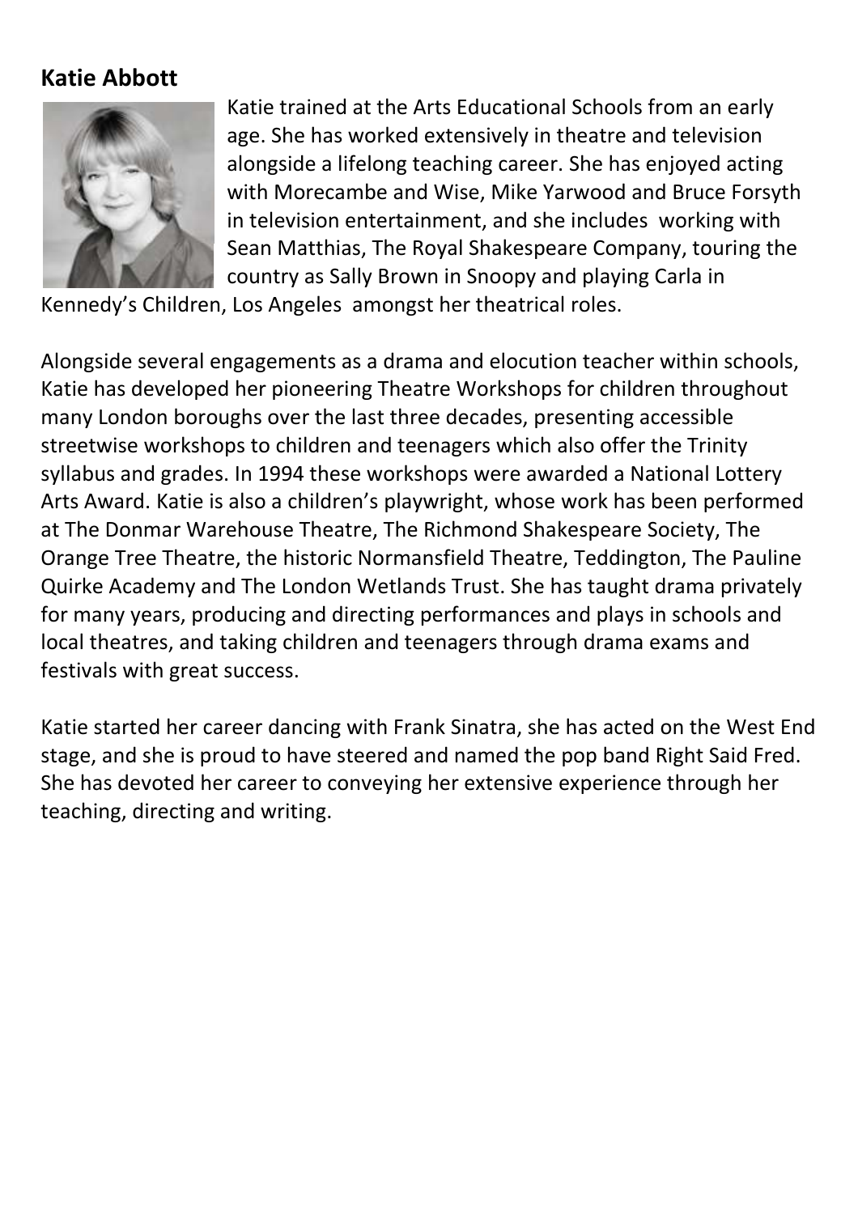## Katie Abbott

Katie trained at the Arts Educational Schools from an early age. She has worked extensively in theatre and television alongside a lifelong teaching career. She has enjoyed acting with Morecambe and Wise, Mike Yarwood and Bruce Forsyth in television entertainment, and she includes working with Sean Matthias, The Royal Shakespeare Company, touring the country as Sally Brown in Snoopy and playing Carla in Kennedy's Children, Los Angeles amongst her theatrical roles.

Alongside several engagements as a drama and elocution teacher within schools, Katie has developed her pioneering Theatre Workshops for children throughout many London boroughs over the last three decades, presenting accessible streetwise workshops to children and teenagers which also offer the Trinity syllabus and grades. In 1994 these workshops were awarded a National Lottery Arts Award. Katie is also a children's playwright, whose work has been performed at The Donmar Warehouse Theatre, The Richmond Shakespeare Society, The Orange Tree Theatre, the historic Normansfield Theatre, Teddington, The Pauline Quirke Academy and The London Wetlands Trust. She has taught drama privately for many years, producing and directing performances and plays in schools and local theatres, and taking children and teenagers through drama exams and festivals with great success.

Katie started her career dancing with Frank Sinatra, she has acted on the West End stage, and she is proud to have steered and named the pop band Right Said Fred. She has devoted her career to conveying her extensive experience through her teaching, directing and writing.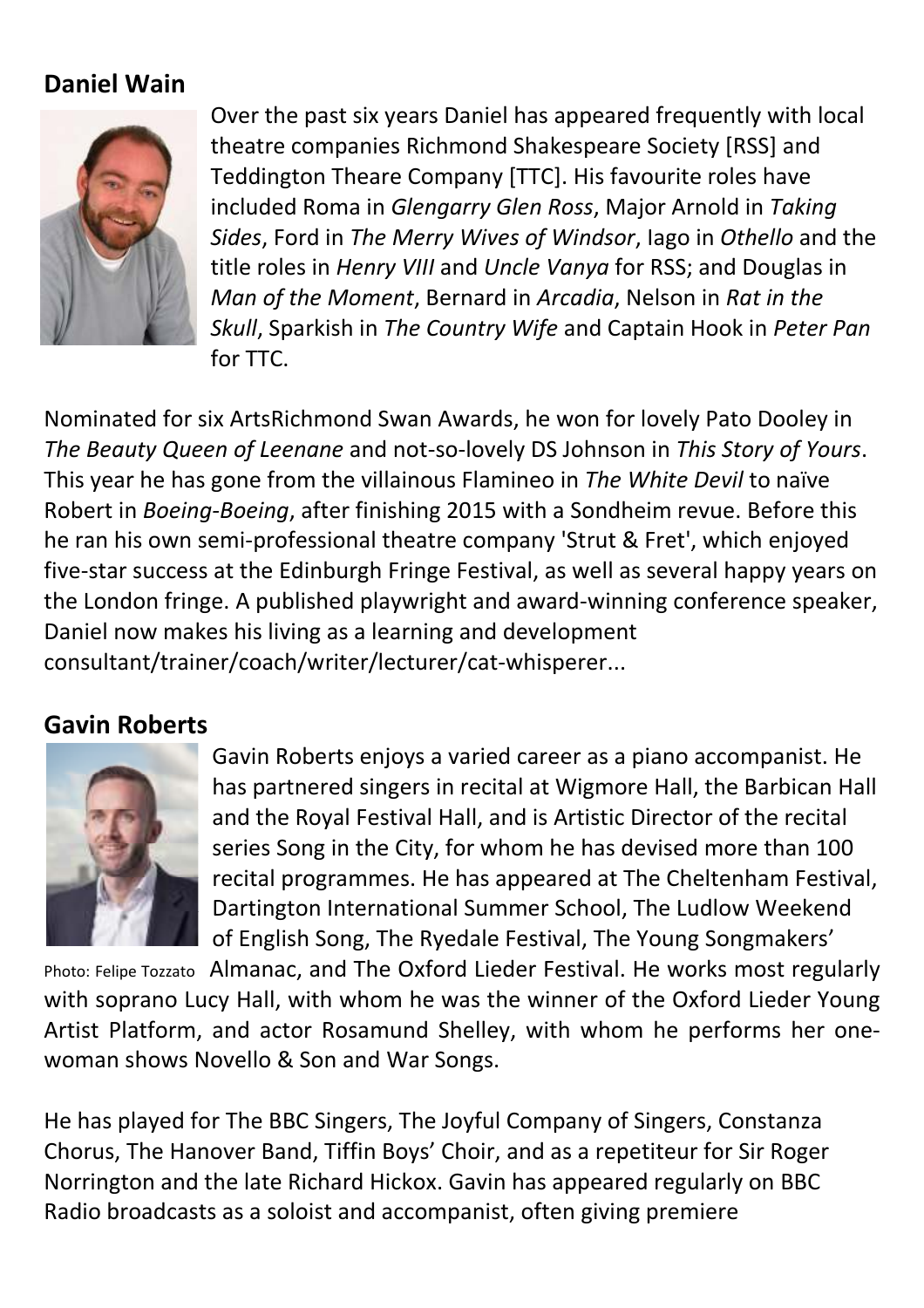## Daniel Wain

Over the past six years Daniel has appeared frequently with local theatre companies Richmond Shakespeare Society [RSS] and Teddington Theare Company [TTC]. His favourite roles have included Roma in *Glengarry Glen Ross*, Major Arnold in *Taking Sides*, Ford in *The Merry Wives of Windsor*, Iago in *Othello* and the title roles in *Henry VIII* and *Uncle Vanya* for RSS; and Douglas in *Man of the Moment*, Bernard in *Arcadia*, Nelson in *Rat in the Skull*, Sparkish in *The Country Wife* and Captain Hook in *Peter Pan* for TTC.

Nominated for six ArtsRichmond Swan Awards, he won for lovely Pato Dooley in *The Beauty Queen of Leenane* and not-so-lovely DS Johnson in *This Story of Yours*. This year he has gone from the villainous Flamineo in *The White Devil* to naïve Robert in *Boeing-Boeing*, after finishing 2015 with a Sondheim revue. Before this he ran his own semi-professional theatre company 'Strut & Fret', which enjoyed five-star success at the Edinburgh Fringe Festival, as well as several happy years on the London fringe. A published playwright and award-winning conference speaker, Daniel now makes his living as a learning and development consultant/trainer/coach/writer/lecturer/cat-whisperer...

## Gavin Roberts

Gavin Roberts enjoys a varied career as a piano accompanist. He has partnered singers in recital at Wigmore Hall, the Barbican Hall and the Royal Festival Hall, and is Artistic Director of the recital series Song in the City, for whom he has devised more than 100 recital programmes. He has appeared at The Cheltenham Festival, Dartington International Summer School, The Ludlow Weekend of English Song, The Ryedale Festival, The Young Songmakers' Almanac, and The Oxford Lieder Festival. He works most regularly with soprano Lucy Hall, with whom he was the winner of the Oxford Lieder Young Artist Platform, and actor Rosamund Shelley, with whom he performs her one-woman shows Novello & Son and War Songs.

Photo: Felipe Tozzato

He has played for The BBC Singers, The Joyful Company of Singers, Constanza Chorus, The Hanover Band, Tiffin Boys' Choir, and as a repetiteur for Sir Roger Norrington and the late Richard Hickox. Gavin has appeared regularly on BBC Radio broadcasts as a soloist and accompanist, often giving premiere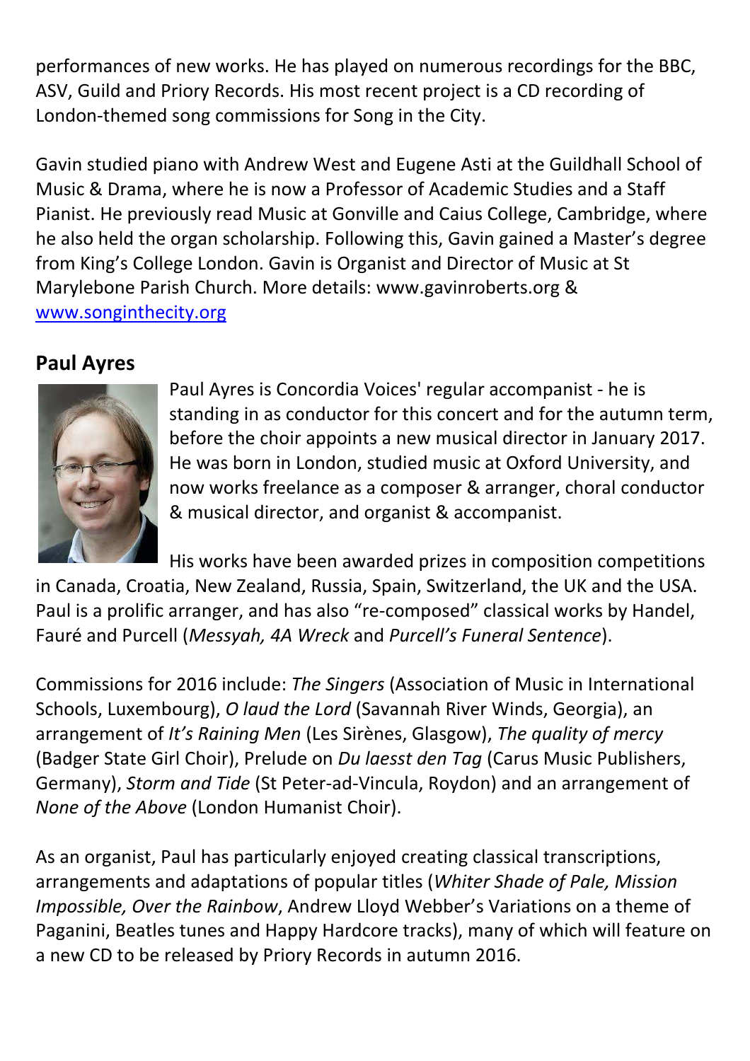performances of new works. He has played on numerous recordings for the BBC, ASV, Guild and Priory Records. His most recent project is a CD recording of London-themed song commissions for Song in the City.

Gavin studied piano with Andrew West and Eugene Asti at the Guildhall School of Music & Drama, where he is now a Professor of Academic Studies and a Staff Pianist. He previously read Music at Gonville and Caius College, Cambridge, where he also held the organ scholarship. Following this, Gavin gained a Master's degree from King's College London. Gavin is Organist and Director of Music at St Marylebone Parish Church. More details: www.gavinroberts.org & [www.songinthecity.org](www.songinthecity.org)

## Paul Ayres

Paul Ayres is Concordia Voices' regular accompanist - he is standing in as conductor for this concert and for the autumn term, before the choir appoints a new musical director in January 2017. He was born in London, studied music at Oxford University, and now works freelance as a composer & arranger, choral conductor & musical director, and organist & accompanist.

His works have been awarded prizes in composition competitions in Canada, Croatia, New Zealand, Russia, Spain, Switzerland, the UK and the USA. Paul is a prolific arranger, and has also "re-composed" classical works by Handel, Fauré and Purcell (*Messyah, 4A Wreck* and *Purcell's Funeral Sentence*).

Commissions for 2016 include: *The Singers* (Association of Music in International Schools, Luxembourg), *O laud the Lord* (Savannah River Winds, Georgia), an arrangement of *It's Raining Men* (Les Sirènes, Glasgow), *The quality of mercy* (Badger State Girl Choir), Prelude on *Du laesst den Tag* (Carus Music Publishers, Germany), *Storm and Tide* (St Peter-ad-Vincula, Roydon) and an arrangement of *None of the Above* (London Humanist Choir).

As an organist, Paul has particularly enjoyed creating classical transcriptions, arrangements and adaptations of popular titles (*Whiter Shade of Pale, Mission Impossible, Over the Rainbow*, Andrew Lloyd Webber's Variations on a theme of Paganini, Beatles tunes and Happy Hardcore tracks), many of which will feature on a new CD to be released by Priory Records in autumn 2016.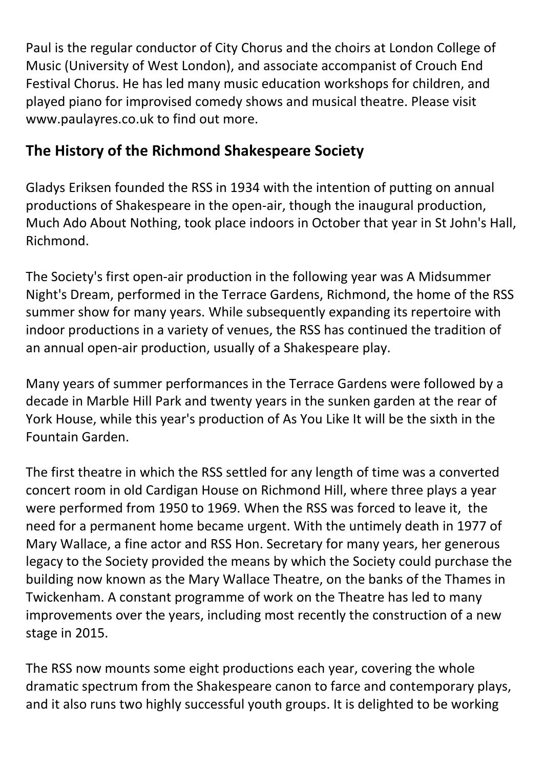Paul is the regular conductor of City Chorus and the choirs at London College of Music (University of West London), and associate accompanist of Crouch End Festival Chorus. He has led many music education workshops for children, and played piano for improvised comedy shows and musical theatre. Please visit www.paulayres.co.uk to find out more.

## The History of the Richmond Shakespeare Society

Gladys Eriksen founded the RSS in 1934 with the intention of putting on annual productions of Shakespeare in the open-air, though the inaugural production, Much Ado About Nothing, took place indoors in October that year in St John's Hall, Richmond.

The Society's first open-air production in the following year was A Midsummer Night's Dream, performed in the Terrace Gardens, Richmond, the home of the RSS summer show for many years. While subsequently expanding its repertoire with indoor productions in a variety of venues, the RSS has continued the tradition of an annual open-air production, usually of a Shakespeare play.

Many years of summer performances in the Terrace Gardens were followed by a decade in Marble Hill Park and twenty years in the sunken garden at the rear of York House, while this year's production of As You Like It will be the sixth in the Fountain Garden.

The first theatre in which the RSS settled for any length of time was a converted concert room in old Cardigan House on Richmond Hill, where three plays a year were performed from 1950 to 1969. When the RSS was forced to leave it, the need for a permanent home became urgent. With the untimely death in 1977 of Mary Wallace, a fine actor and RSS Hon. Secretary for many years, her generous legacy to the Society provided the means by which the Society could purchase the building now known as the Mary Wallace Theatre, on the banks of the Thames in Twickenham. A constant programme of work on the Theatre has led to many improvements over the years, including most recently the construction of a new stage in 2015.

The RSS now mounts some eight productions each year, covering the whole dramatic spectrum from the Shakespeare canon to farce and contemporary plays, and it also runs two highly successful youth groups. It is delighted to be working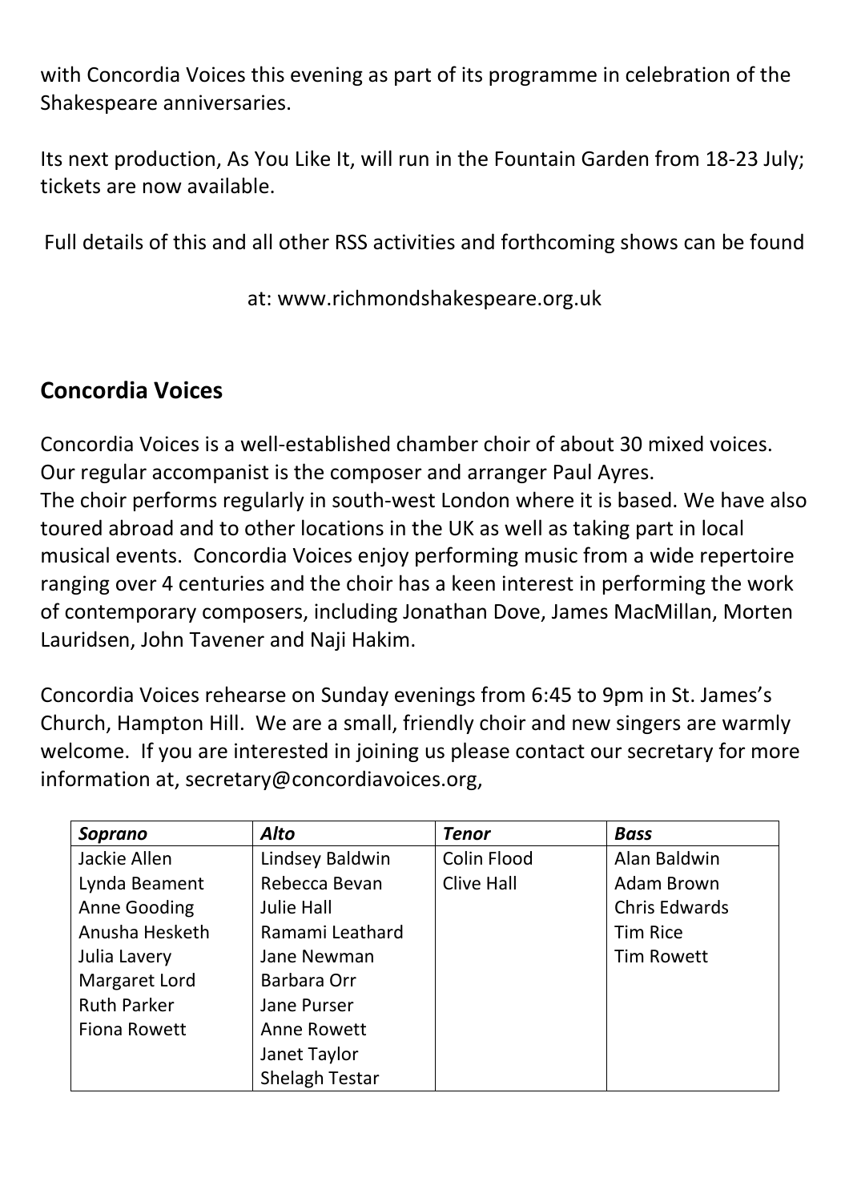with Concordia Voices this evening as part of its programme in celebration of the Shakespeare anniversaries.

Its next production, As You Like It, will run in the Fountain Garden from 18-23 July; tickets are now available.

Full details of this and all other RSS activities and forthcoming shows can be found

at: www.richmondshakespeare.org.uk

## Concordia Voices

Concordia Voices is a well-established chamber choir of about 30 mixed voices. Our regular accompanist is the composer and arranger Paul Ayres.
The choir performs regularly in south-west London where it is based. We have also toured abroad and to other locations in the UK as well as taking part in local musical events. Concordia Voices enjoy performing music from a wide repertoire ranging over 4 centuries and the choir has a keen interest in performing the work of contemporary composers, including Jonathan Dove, James MacMillan, Morten Lauridsen, John Tavener and Naji Hakim.

Concordia Voices rehearse on Sunday evenings from 6:45 to 9pm in St. James's Church, Hampton Hill. We are a small, friendly choir and new singers are warmly welcome. If you are interested in joining us please contact our secretary for more information at, secretary@concordiavoices.org,

| ***Soprano*** | ***Alto*** | ***Tenor*** | ***Bass*** |
|---|---|---|---|
| Jackie Allen | Lindsey Baldwin | Colin Flood | Alan Baldwin |
| Lynda Beament | Rebecca Bevan | Clive Hall | Adam Brown |
| Anne Gooding | Julie Hall | | Chris Edwards |
| Anusha Hesketh | Ramami Leathard | | Tim Rice |
| Julia Lavery | Jane Newman | | Tim Rowett |
| Margaret Lord | Barbara Orr | | |
| Ruth Parker | Jane Purser | | |
| Fiona Rowett | Anne Rowett | | |
| | Janet Taylor | | |
| | Shelagh Testar | | |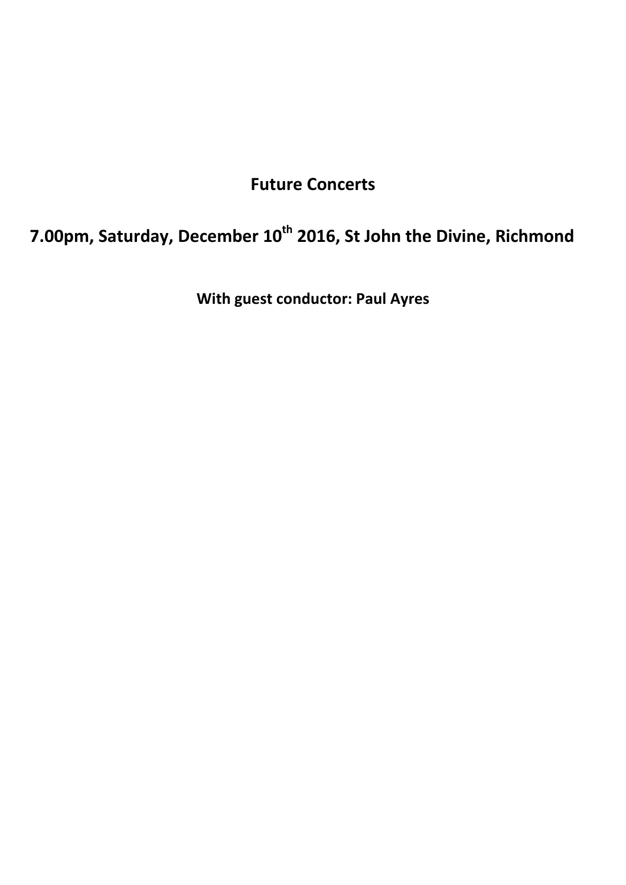## Future Concerts

**7.00pm, Saturday, December 10th 2016, St John the Divine, Richmond**

**With guest conductor: Paul Ayres**